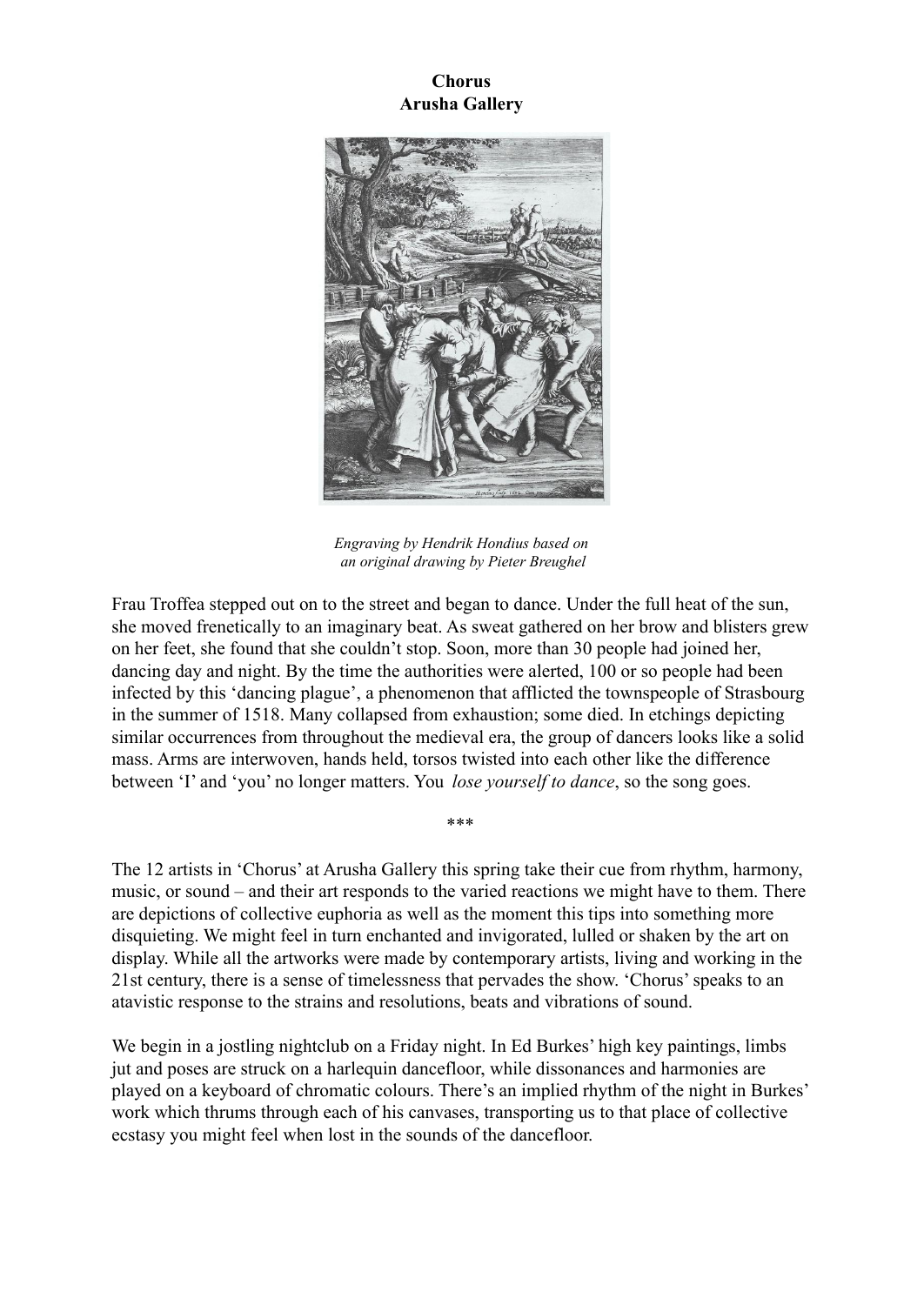# Chorus
## Arusha Gallery

*Engraving by Hendrik Hondius based on an original drawing by Pieter Breughel*

Frau Troffea stepped out on to the street and began to dance. Under the full heat of the sun, she moved frenetically to an imaginary beat. As sweat gathered on her brow and blisters grew on her feet, she found that she couldn't stop. Soon, more than 30 people had joined her, dancing day and night. By the time the authorities were alerted, 100 or so people had been infected by this 'dancing plague', a phenomenon that afflicted the townspeople of Strasbourg in the summer of 1518. Many collapsed from exhaustion; some died. In etchings depicting similar occurrences from throughout the medieval era, the group of dancers looks like a solid mass. Arms are interwoven, hands held, torsos twisted into each other like the difference between 'I' and 'you' no longer matters. You *lose yourself to dance*, so the song goes.

***

The 12 artists in 'Chorus' at Arusha Gallery this spring take their cue from rhythm, harmony, music, or sound – and their art responds to the varied reactions we might have to them. There are depictions of collective euphoria as well as the moment this tips into something more disquieting. We might feel in turn enchanted and invigorated, lulled or shaken by the art on display. While all the artworks were made by contemporary artists, living and working in the 21st century, there is a sense of timelessness that pervades the show. 'Chorus' speaks to an atavistic response to the strains and resolutions, beats and vibrations of sound.

We begin in a jostling nightclub on a Friday night. In Ed Burkes' high key paintings, limbs jut and poses are struck on a harlequin dancefloor, while dissonances and harmonies are played on a keyboard of chromatic colours. There's an implied rhythm of the night in Burkes' work which thrums through each of his canvases, transporting us to that place of collective ecstasy you might feel when lost in the sounds of the dancefloor.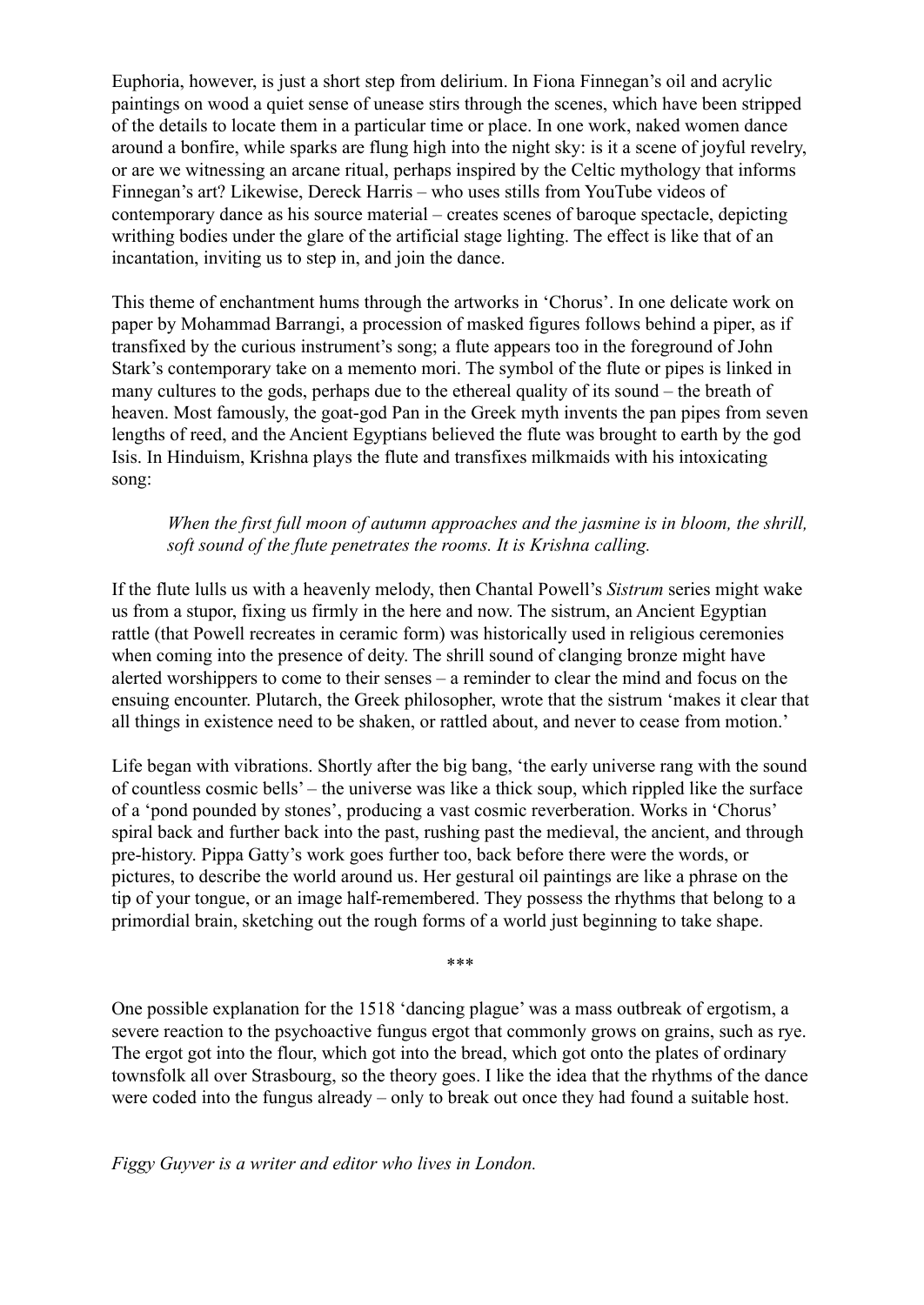Euphoria, however, is just a short step from delirium. In Fiona Finnegan's oil and acrylic paintings on wood a quiet sense of unease stirs through the scenes, which have been stripped of the details to locate them in a particular time or place. In one work, naked women dance around a bonfire, while sparks are flung high into the night sky: is it a scene of joyful revelry, or are we witnessing an arcane ritual, perhaps inspired by the Celtic mythology that informs Finnegan's art? Likewise, Dereck Harris – who uses stills from YouTube videos of contemporary dance as his source material – creates scenes of baroque spectacle, depicting writhing bodies under the glare of the artificial stage lighting. The effect is like that of an incantation, inviting us to step in, and join the dance.

This theme of enchantment hums through the artworks in 'Chorus'. In one delicate work on paper by Mohammad Barrangi, a procession of masked figures follows behind a piper, as if transfixed by the curious instrument's song; a flute appears too in the foreground of John Stark's contemporary take on a memento mori. The symbol of the flute or pipes is linked in many cultures to the gods, perhaps due to the ethereal quality of its sound – the breath of heaven. Most famously, the goat-god Pan in the Greek myth invents the pan pipes from seven lengths of reed, and the Ancient Egyptians believed the flute was brought to earth by the god Isis. In Hinduism, Krishna plays the flute and transfixes milkmaids with his intoxicating song:

> *When the first full moon of autumn approaches and the jasmine is in bloom, the shrill, soft sound of the flute penetrates the rooms. It is Krishna calling.*

If the flute lulls us with a heavenly melody, then Chantal Powell's *Sistrum* series might wake us from a stupor, fixing us firmly in the here and now. The sistrum, an Ancient Egyptian rattle (that Powell recreates in ceramic form) was historically used in religious ceremonies when coming into the presence of deity. The shrill sound of clanging bronze might have alerted worshippers to come to their senses – a reminder to clear the mind and focus on the ensuing encounter. Plutarch, the Greek philosopher, wrote that the sistrum 'makes it clear that all things in existence need to be shaken, or rattled about, and never to cease from motion.'

Life began with vibrations. Shortly after the big bang, 'the early universe rang with the sound of countless cosmic bells' – the universe was like a thick soup, which rippled like the surface of a 'pond pounded by stones', producing a vast cosmic reverberation. Works in 'Chorus' spiral back and further back into the past, rushing past the medieval, the ancient, and through pre-history. Pippa Gatty's work goes further too, back before there were the words, or pictures, to describe the world around us. Her gestural oil paintings are like a phrase on the tip of your tongue, or an image half-remembered. They possess the rhythms that belong to a primordial brain, sketching out the rough forms of a world just beginning to take shape.

\*\*\*

One possible explanation for the 1518 'dancing plague' was a mass outbreak of ergotism, a severe reaction to the psychoactive fungus ergot that commonly grows on grains, such as rye. The ergot got into the flour, which got into the bread, which got onto the plates of ordinary townsfolk all over Strasbourg, so the theory goes. I like the idea that the rhythms of the dance were coded into the fungus already – only to break out once they had found a suitable host.

*Figgy Guyver is a writer and editor who lives in London.*